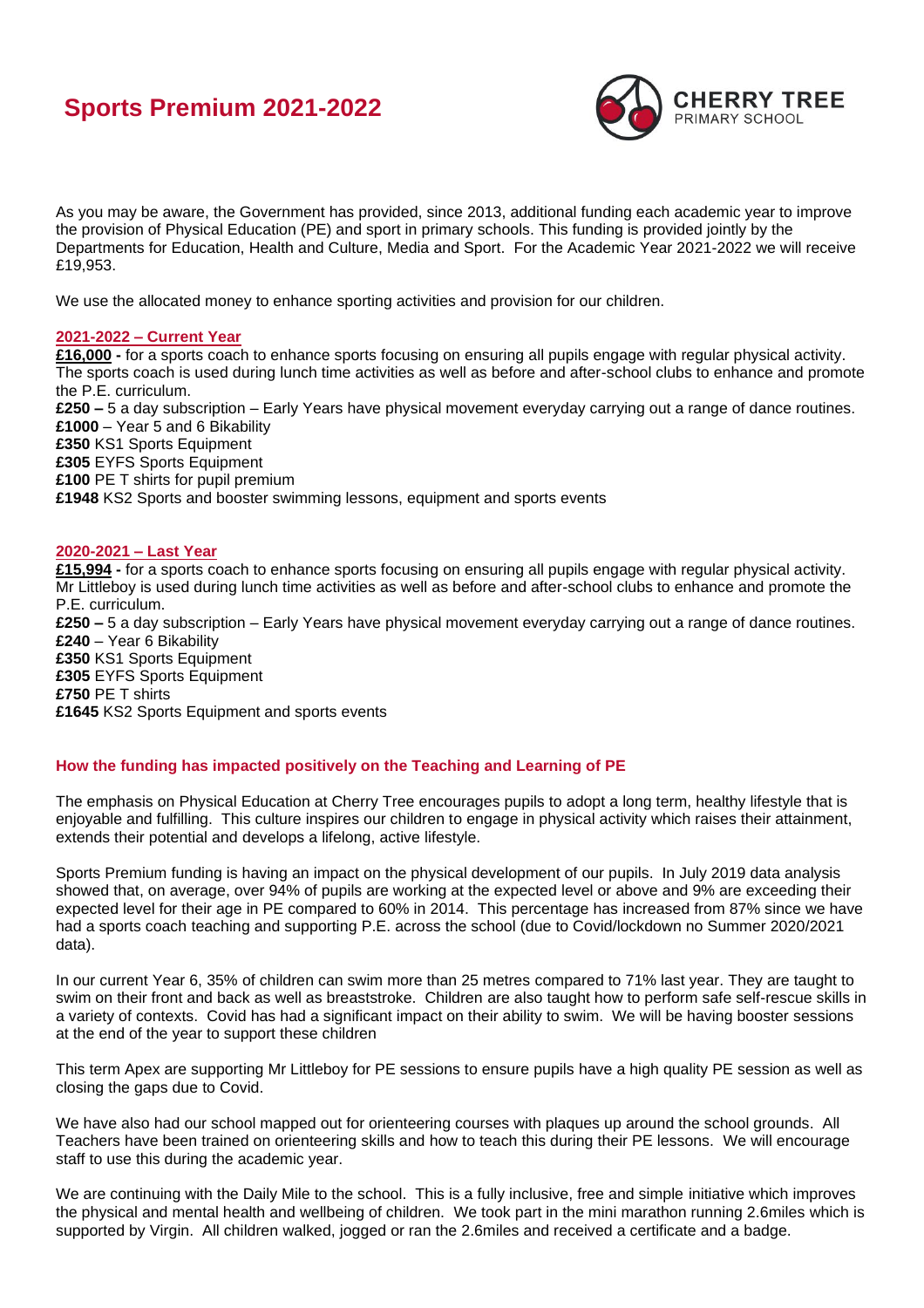# Sports Premium 2021-2022

CHERRY TREE
PRIMARY SCHOOL

As you may be aware, the Government has provided, since 2013, additional funding each academic year to improve the provision of Physical Education (PE) and sport in primary schools. This funding is provided jointly by the Departments for Education, Health and Culture, Media and Sport. For the Academic Year 2021-2022 we will receive £19,953.

We use the allocated money to enhance sporting activities and provision for our children.

## 2021-2022 – Current Year

**£16,000 -** for a sports coach to enhance sports focusing on ensuring all pupils engage with regular physical activity. The sports coach is used during lunch time activities as well as before and after-school clubs to enhance and promote the P.E. curriculum.
**£250 –** 5 a day subscription – Early Years have physical movement everyday carrying out a range of dance routines.
**£1000** – Year 5 and 6 Bikability
**£350** KS1 Sports Equipment
**£305** EYFS Sports Equipment
**£100** PE T shirts for pupil premium
**£1948** KS2 Sports and booster swimming lessons, equipment and sports events

## 2020-2021 – Last Year

**£15,994 -** for a sports coach to enhance sports focusing on ensuring all pupils engage with regular physical activity. Mr Littleboy is used during lunch time activities as well as before and after-school clubs to enhance and promote the P.E. curriculum.
**£250 –** 5 a day subscription – Early Years have physical movement everyday carrying out a range of dance routines.
**£240** – Year 6 Bikability
**£350** KS1 Sports Equipment
**£305** EYFS Sports Equipment
**£750** PE T shirts
**£1645** KS2 Sports Equipment and sports events

## How the funding has impacted positively on the Teaching and Learning of PE

The emphasis on Physical Education at Cherry Tree encourages pupils to adopt a long term, healthy lifestyle that is enjoyable and fulfilling. This culture inspires our children to engage in physical activity which raises their attainment, extends their potential and develops a lifelong, active lifestyle.

Sports Premium funding is having an impact on the physical development of our pupils. In July 2019 data analysis showed that, on average, over 94% of pupils are working at the expected level or above and 9% are exceeding their expected level for their age in PE compared to 60% in 2014. This percentage has increased from 87% since we have had a sports coach teaching and supporting P.E. across the school (due to Covid/lockdown no Summer 2020/2021 data).

In our current Year 6, 35% of children can swim more than 25 metres compared to 71% last year. They are taught to swim on their front and back as well as breaststroke. Children are also taught how to perform safe self-rescue skills in a variety of contexts. Covid has had a significant impact on their ability to swim. We will be having booster sessions at the end of the year to support these children

This term Apex are supporting Mr Littleboy for PE sessions to ensure pupils have a high quality PE session as well as closing the gaps due to Covid.

We have also had our school mapped out for orienteering courses with plaques up around the school grounds. All Teachers have been trained on orienteering skills and how to teach this during their PE lessons. We will encourage staff to use this during the academic year.

We are continuing with the Daily Mile to the school. This is a fully inclusive, free and simple initiative which improves the physical and mental health and wellbeing of children. We took part in the mini marathon running 2.6miles which is supported by Virgin. All children walked, jogged or ran the 2.6miles and received a certificate and a badge.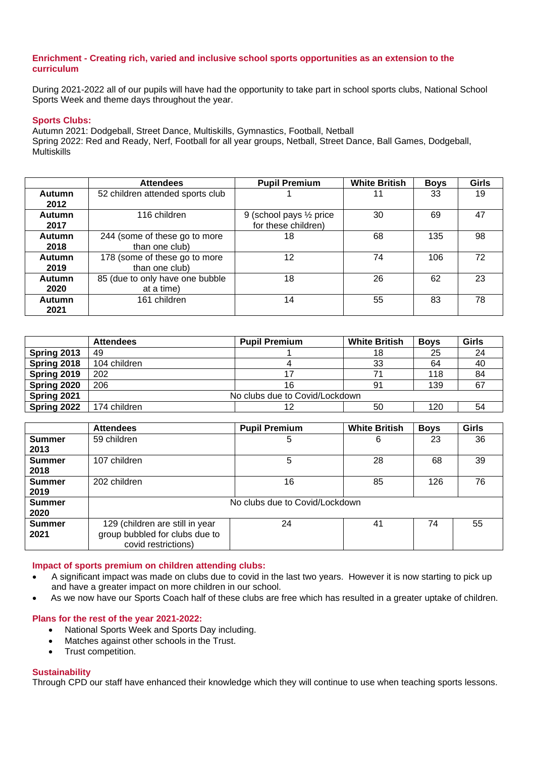**Enrichment - Creating rich, varied and inclusive school sports opportunities as an extension to the curriculum**

During 2021-2022 all of our pupils will have had the opportunity to take part in school sports clubs, National School Sports Week and theme days throughout the year.

**Sports Clubs:**
Autumn 2021: Dodgeball, Street Dance, Multiskills, Gymnastics, Football, Netball
Spring 2022: Red and Ready, Nerf, Football for all year groups, Netball, Street Dance, Ball Games, Dodgeball, Multiskills

| | Attendees | Pupil Premium | White British | Boys | Girls |
|---|---|---|---|---|---|
| **Autumn 2012** | 52 children attended sports club | 1 | 11 | 33 | 19 |
| **Autumn 2017** | 116 children | 9 (school pays ½ price for these children) | 30 | 69 | 47 |
| **Autumn 2018** | 244 (some of these go to more than one club) | 18 | 68 | 135 | 98 |
| **Autumn 2019** | 178 (some of these go to more than one club) | 12 | 74 | 106 | 72 |
| **Autumn 2020** | 85 (due to only have one bubble at a time) | 18 | 26 | 62 | 23 |
| **Autumn 2021** | 161 children | 14 | 55 | 83 | 78 |

| | Attendees | Pupil Premium | White British | Boys | Girls |
|---|---|---|---|---|---|
| **Spring 2013** | 49 | 1 | 18 | 25 | 24 |
| **Spring 2018** | 104 children | 4 | 33 | 64 | 40 |
| **Spring 2019** | 202 | 17 | 71 | 118 | 84 |
| **Spring 2020** | 206 | 16 | 91 | 139 | 67 |
| **Spring 2021** | No clubs due to Covid/Lockdown | | | | |
| **Spring 2022** | 174 children | 12 | 50 | 120 | 54 |

| | Attendees | Pupil Premium | White British | Boys | Girls |
|---|---|---|---|---|---|
| **Summer 2013** | 59 children | 5 | 6 | 23 | 36 |
| **Summer 2018** | 107 children | 5 | 28 | 68 | 39 |
| **Summer 2019** | 202 children | 16 | 85 | 126 | 76 |
| **Summer 2020** | No clubs due to Covid/Lockdown | | | | |
| **Summer 2021** | 129 (children are still in year group bubbled for clubs due to covid restrictions) | 24 | 41 | 74 | 55 |

**Impact of sports premium on children attending clubs:**

- A significant impact was made on clubs due to covid in the last two years. However it is now starting to pick up and have a greater impact on more children in our school.
- As we now have our Sports Coach half of these clubs are free which has resulted in a greater uptake of children.

**Plans for the rest of the year 2021-2022:**

- National Sports Week and Sports Day including.
- Matches against other schools in the Trust.
- Trust competition.

**Sustainability**
Through CPD our staff have enhanced their knowledge which they will continue to use when teaching sports lessons.